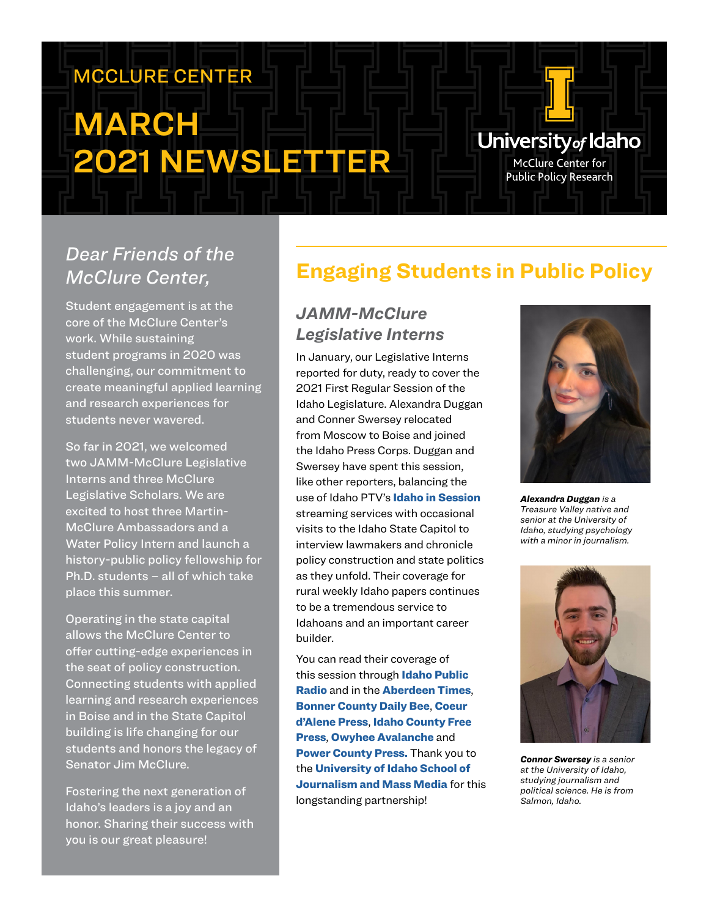MCCLURE CENTER

# MARCH 2021 NEWSLETTER

University of Idaho
McClure Center for Public Policy Research

*Dear Friends of the McClure Center,*

Student engagement is at the core of the McClure Center's work. While sustaining student programs in 2020 was challenging, our commitment to create meaningful applied learning and research experiences for students never wavered.

So far in 2021, we welcomed two JAMM-McClure Legislative Interns and three McClure Legislative Scholars. We are excited to host three Martin-McClure Ambassadors and a Water Policy Intern and launch a history-public policy fellowship for Ph.D. students – all of which take place this summer.

Operating in the state capital allows the McClure Center to offer cutting-edge experiences in the seat of policy construction. Connecting students with applied learning and research experiences in Boise and in the State Capitol building is life changing for our students and honors the legacy of Senator Jim McClure.

Fostering the next generation of Idaho's leaders is a joy and an honor. Sharing their success with you is our great pleasure!

## Engaging Students in Public Policy

### *JAMM-McClure Legislative Interns*

In January, our Legislative Interns reported for duty, ready to cover the 2021 First Regular Session of the Idaho Legislature. Alexandra Duggan and Conner Swersey relocated from Moscow to Boise and joined the Idaho Press Corps. Duggan and Swersey have spent this session, like other reporters, balancing the use of Idaho PTV's **Idaho in Session** streaming services with occasional visits to the Idaho State Capitol to interview lawmakers and chronicle policy construction and state politics as they unfold. Their coverage for rural weekly Idaho papers continues to be a tremendous service to Idahoans and an important career builder.

You can read their coverage of this session through **Idaho Public Radio** and in the **Aberdeen Times**, **Bonner County Daily Bee**, **Coeur d'Alene Press**, **Idaho County Free Press**, **Owyhee Avalanche** and **Power County Press.** Thank you to the **University of Idaho School of Journalism and Mass Media** for this longstanding partnership!

***Alexandra Duggan*** *is a Treasure Valley native and senior at the University of Idaho, studying psychology with a minor in journalism.*

***Connor Swersey*** *is a senior at the University of Idaho, studying journalism and political science. He is from Salmon, Idaho.*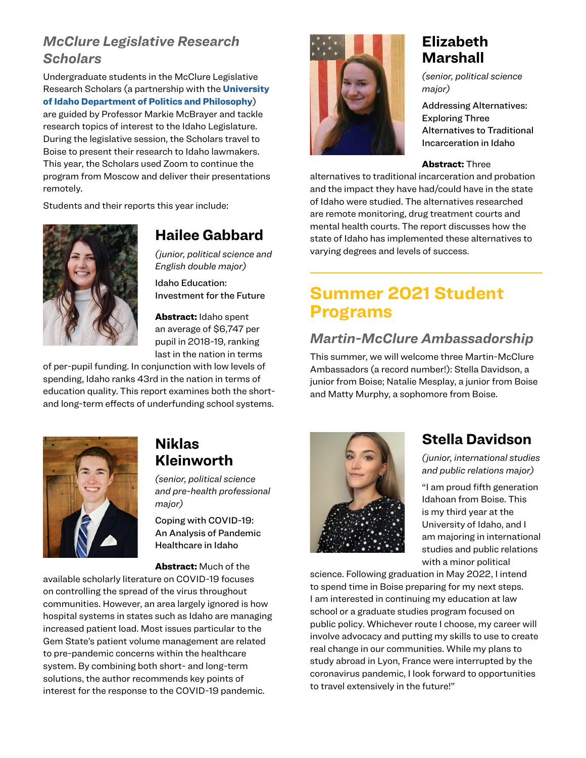## *McClure Legislative Research Scholars*

Undergraduate students in the McClure Legislative Research Scholars (a partnership with the **University of Idaho Department of Politics and Philosophy**) are guided by Professor Markie McBrayer and tackle research topics of interest to the Idaho Legislature. During the legislative session, the Scholars travel to Boise to present their research to Idaho lawmakers. This year, the Scholars used Zoom to continue the program from Moscow and deliver their presentations remotely.

Students and their reports this year include:

### Hailee Gabbard

*(junior, political science and English double major)*

Idaho Education: Investment for the Future

**Abstract:** Idaho spent an average of $6,747 per pupil in 2018-19, ranking last in the nation in terms of per-pupil funding. In conjunction with low levels of spending, Idaho ranks 43rd in the nation in terms of education quality. This report examines both the short- and long-term effects of underfunding school systems.

### Niklas Kleinworth

*(senior, political science and pre-health professional major)*

Coping with COVID-19: An Analysis of Pandemic Healthcare in Idaho

**Abstract:** Much of the available scholarly literature on COVID-19 focuses on controlling the spread of the virus throughout communities. However, an area largely ignored is how hospital systems in states such as Idaho are managing increased patient load. Most issues particular to the Gem State's patient volume management are related to pre-pandemic concerns within the healthcare system. By combining both short- and long-term solutions, the author recommends key points of interest for the response to the COVID-19 pandemic.

### Elizabeth Marshall

*(senior, political science major)*

Addressing Alternatives: Exploring Three Alternatives to Traditional Incarceration in Idaho

**Abstract:** Three alternatives to traditional incarceration and probation and the impact they have had/could have in the state of Idaho were studied. The alternatives researched are remote monitoring, drug treatment courts and mental health courts. The report discusses how the state of Idaho has implemented these alternatives to varying degrees and levels of success.

## Summer 2021 Student Programs

### *Martin-McClure Ambassadorship*

This summer, we will welcome three Martin-McClure Ambassadors (a record number!): Stella Davidson, a junior from Boise; Natalie Mesplay, a junior from Boise and Matty Murphy, a sophomore from Boise.

### Stella Davidson

*(junior, international studies and public relations major)*

"I am proud fifth generation Idahoan from Boise. This is my third year at the University of Idaho, and I am majoring in international studies and public relations with a minor political science. Following graduation in May 2022, I intend to spend time in Boise preparing for my next steps. I am interested in continuing my education at law school or a graduate studies program focused on public policy. Whichever route I choose, my career will involve advocacy and putting my skills to use to create real change in our communities. While my plans to study abroad in Lyon, France were interrupted by the coronavirus pandemic, I look forward to opportunities to travel extensively in the future!"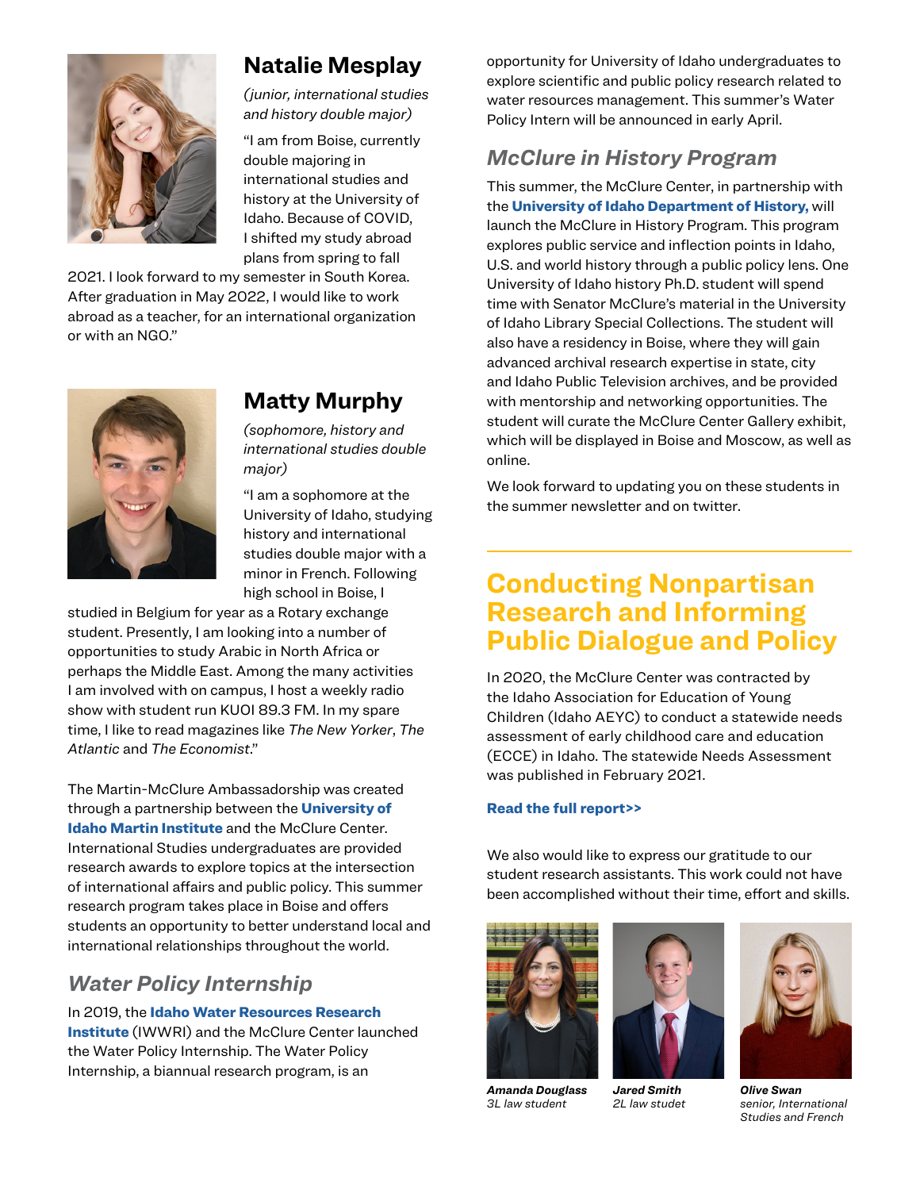## Natalie Mesplay

*(junior, international studies and history double major)*

"I am from Boise, currently double majoring in international studies and history at the University of Idaho. Because of COVID, I shifted my study abroad plans from spring to fall 2021. I look forward to my semester in South Korea. After graduation in May 2022, I would like to work abroad as a teacher, for an international organization or with an NGO."

## Matty Murphy

*(sophomore, history and international studies double major)*

"I am a sophomore at the University of Idaho, studying history and international studies double major with a minor in French. Following high school in Boise, I studied in Belgium for year as a Rotary exchange student. Presently, I am looking into a number of opportunities to study Arabic in North Africa or perhaps the Middle East. Among the many activities I am involved with on campus, I host a weekly radio show with student run KUOI 89.3 FM. In my spare time, I like to read magazines like *The New Yorker*, *The Atlantic* and *The Economist*."

The Martin-McClure Ambassadorship was created through a partnership between the **University of Idaho Martin Institute** and the McClure Center. International Studies undergraduates are provided research awards to explore topics at the intersection of international affairs and public policy. This summer research program takes place in Boise and offers students an opportunity to better understand local and international relationships throughout the world.

### *Water Policy Internship*

In 2019, the **Idaho Water Resources Research Institute** (IWWRI) and the McClure Center launched the Water Policy Internship. The Water Policy Internship, a biannual research program, is an opportunity for University of Idaho undergraduates to explore scientific and public policy research related to water resources management. This summer's Water Policy Intern will be announced in early April.

### *McClure in History Program*

This summer, the McClure Center, in partnership with the **University of Idaho Department of History,** will launch the McClure in History Program. This program explores public service and inflection points in Idaho, U.S. and world history through a public policy lens. One University of Idaho history Ph.D. student will spend time with Senator McClure's material in the University of Idaho Library Special Collections. The student will also have a residency in Boise, where they will gain advanced archival research expertise in state, city and Idaho Public Television archives, and be provided with mentorship and networking opportunities. The student will curate the McClure Center Gallery exhibit, which will be displayed in Boise and Moscow, as well as online.

We look forward to updating you on these students in the summer newsletter and on twitter.

## Conducting Nonpartisan Research and Informing Public Dialogue and Policy

In 2020, the McClure Center was contracted by the Idaho Association for Education of Young Children (Idaho AEYC) to conduct a statewide needs assessment of early childhood care and education (ECCE) in Idaho. The statewide Needs Assessment was published in February 2021.

**Read the full report>>**

We also would like to express our gratitude to our student research assistants. This work could not have been accomplished without their time, effort and skills.

***Amanda Douglass***
*3L law student*

***Jared Smith***
*2L law studet*

***Olive Swan***
*senior, International Studies and French*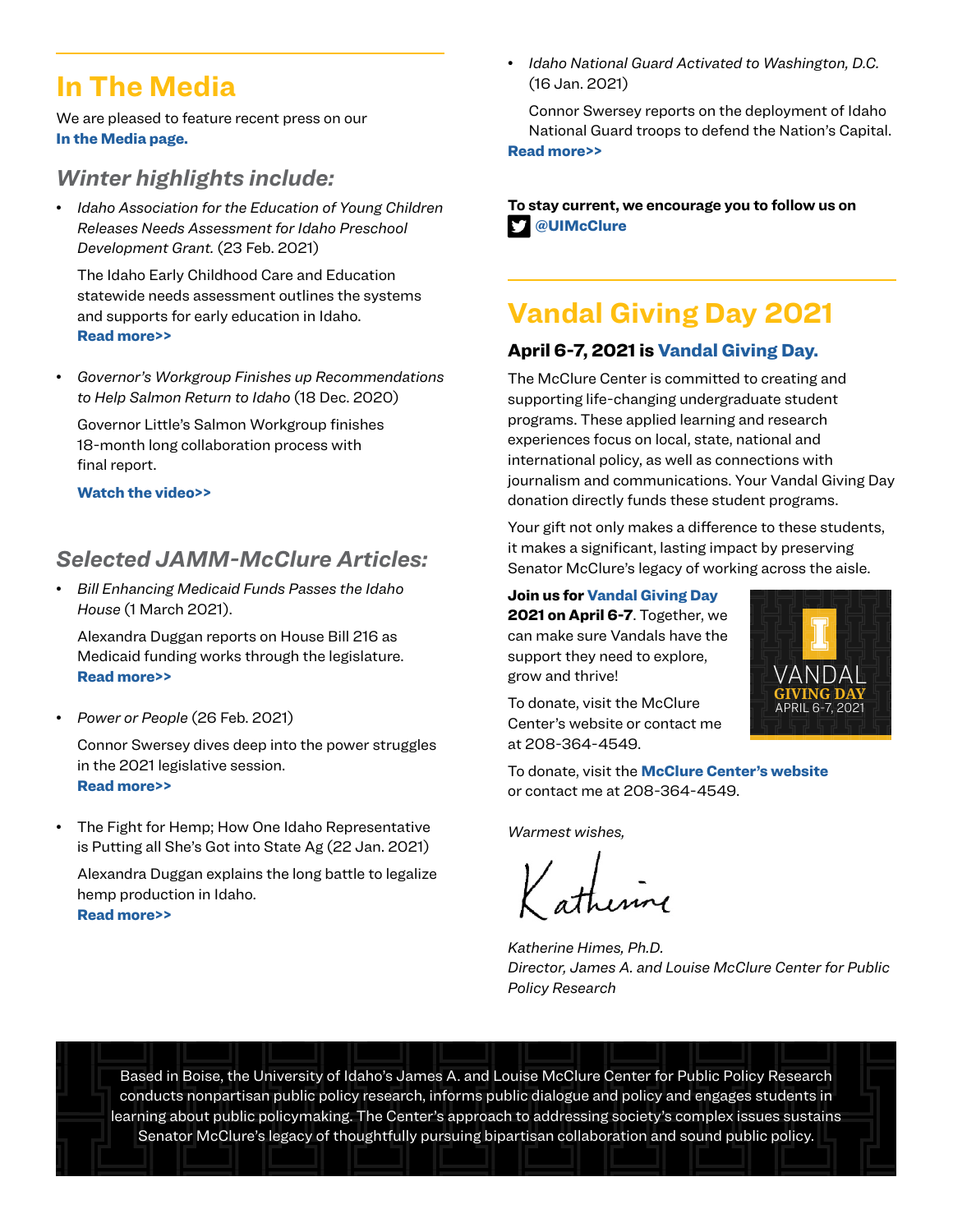## In The Media

We are pleased to feature recent press on our **In the Media page.**

### *Winter highlights include:*

- *Idaho Association for the Education of Young Children Releases Needs Assessment for Idaho Preschool Development Grant.* (23 Feb. 2021)

  The Idaho Early Childhood Care and Education statewide needs assessment outlines the systems and supports for early education in Idaho.
  **Read more>>**

- *Governor's Workgroup Finishes up Recommendations to Help Salmon Return to Idaho* (18 Dec. 2020)

  Governor Little's Salmon Workgroup finishes 18-month long collaboration process with final report.

  **Watch the video>>**

### *Selected JAMM-McClure Articles:*

- *Bill Enhancing Medicaid Funds Passes the Idaho House* (1 March 2021).

  Alexandra Duggan reports on House Bill 216 as Medicaid funding works through the legislature.
  **Read more>>**

- *Power or People* (26 Feb. 2021)

  Connor Swersey dives deep into the power struggles in the 2021 legislative session.
  **Read more>>**

- The Fight for Hemp; How One Idaho Representative is Putting all She's Got into State Ag (22 Jan. 2021)

  Alexandra Duggan explains the long battle to legalize hemp production in Idaho.
  **Read more>>**

- *Idaho National Guard Activated to Washington, D.C.* (16 Jan. 2021)

  Connor Swersey reports on the deployment of Idaho National Guard troops to defend the Nation's Capital.
  **Read more>>**

**To stay current, we encourage you to follow us on @UIMcClure**

## Vandal Giving Day 2021

### April 6-7, 2021 is Vandal Giving Day.

The McClure Center is committed to creating and supporting life-changing undergraduate student programs. These applied learning and research experiences focus on local, state, national and international policy, as well as connections with journalism and communications. Your Vandal Giving Day donation directly funds these student programs.

Your gift not only makes a difference to these students, it makes a significant, lasting impact by preserving Senator McClure's legacy of working across the aisle.

**Join us for Vandal Giving Day 2021 on April 6-7**. Together, we can make sure Vandals have the support they need to explore, grow and thrive!

To donate, visit the McClure Center's website or contact me at 208-364-4549.

VANDAL
GIVING DAY
APRIL 6-7, 2021

To donate, visit the **McClure Center's website** or contact me at 208-364-4549.

*Warmest wishes,*

Katherine

*Katherine Himes, Ph.D.*
*Director, James A. and Louise McClure Center for Public Policy Research*

Based in Boise, the University of Idaho's James A. and Louise McClure Center for Public Policy Research conducts nonpartisan public policy research, informs public dialogue and policy and engages students in learning about public policymaking. The Center's approach to addressing society's complex issues sustains Senator McClure's legacy of thoughtfully pursuing bipartisan collaboration and sound public policy.